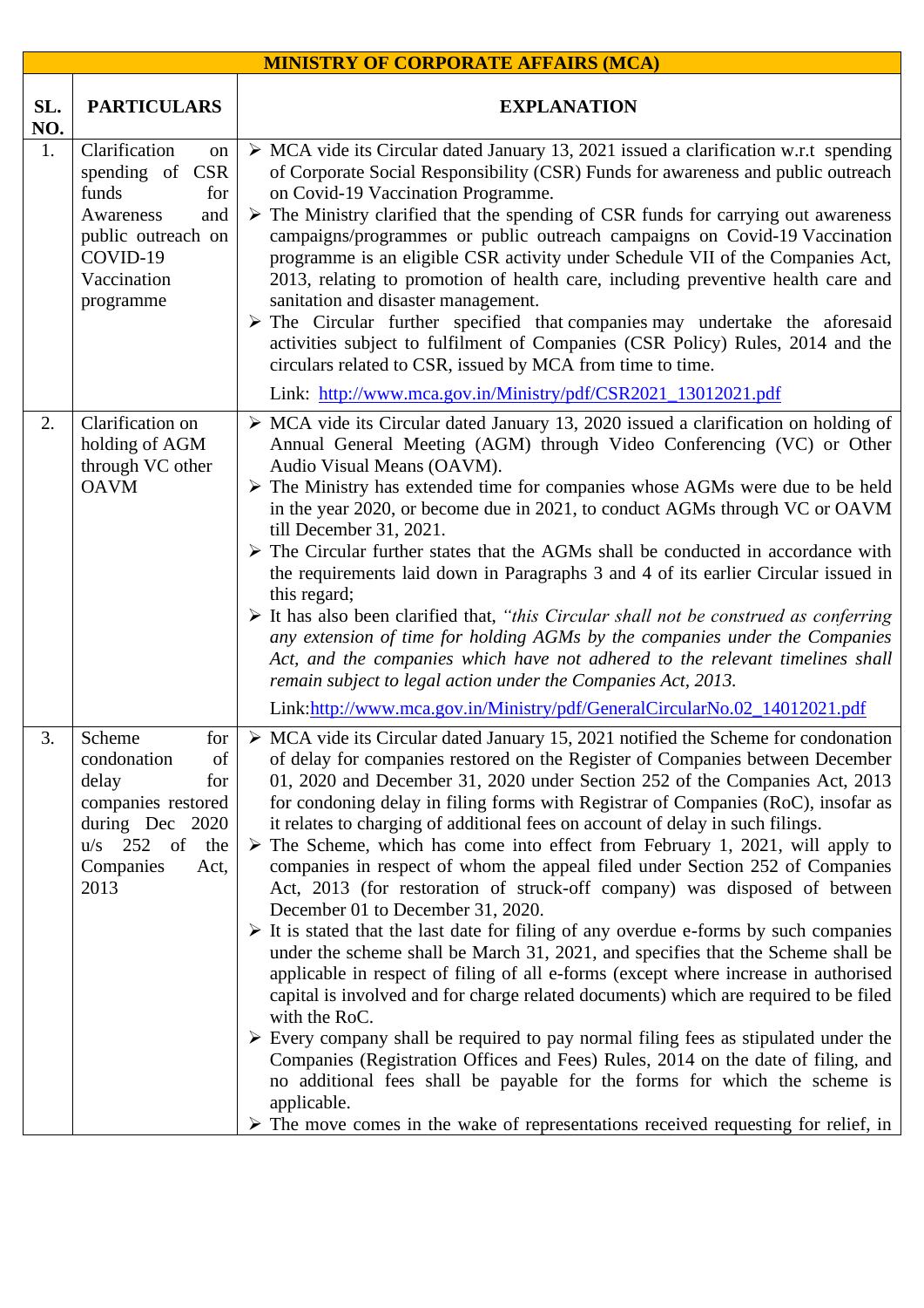| MINISTRY OF CORPORATE AFFAIRS (MCA) | | |
|---|---|---|
| **SL. NO.** | **PARTICULARS** | **EXPLANATION** |
| 1. | Clarification on spending of CSR funds for Awareness and public outreach on COVID-19 Vaccination programme | ➢ MCA vide its Circular dated January 13, 2021 issued a clarification w.r.t spending of Corporate Social Responsibility (CSR) Funds for awareness and public outreach on Covid-19 Vaccination Programme.<br>➢ The Ministry clarified that the spending of CSR funds for carrying out awareness campaigns/programmes or public outreach campaigns on Covid-19 Vaccination programme is an eligible CSR activity under Schedule VII of the Companies Act, 2013, relating to promotion of health care, including preventive health care and sanitation and disaster management.<br>➢ The Circular further specified that companies may undertake the aforesaid activities subject to fulfilment of Companies (CSR Policy) Rules, 2014 and the circulars related to CSR, issued by MCA from time to time.<br>Link: [http://www.mca.gov.in/Ministry/pdf/CSR2021_13012021.pdf](http://www.mca.gov.in/Ministry/pdf/CSR2021_13012021.pdf) |
| 2. | Clarification on holding of AGM through VC other OAVM | ➢ MCA vide its Circular dated January 13, 2020 issued a clarification on holding of Annual General Meeting (AGM) through Video Conferencing (VC) or Other Audio Visual Means (OAVM).<br>➢ The Ministry has extended time for companies whose AGMs were due to be held in the year 2020, or become due in 2021, to conduct AGMs through VC or OAVM till December 31, 2021.<br>➢ The Circular further states that the AGMs shall be conducted in accordance with the requirements laid down in Paragraphs 3 and 4 of its earlier Circular issued in this regard;<br>➢ It has also been clarified that, *"this Circular shall not be construed as conferring any extension of time for holding AGMs by the companies under the Companies Act, and the companies which have not adhered to the relevant timelines shall remain subject to legal action under the Companies Act, 2013.*<br>Link:[http://www.mca.gov.in/Ministry/pdf/GeneralCircularNo.02_14012021.pdf](http://www.mca.gov.in/Ministry/pdf/GeneralCircularNo.02_14012021.pdf) |
| 3. | Scheme for condonation of delay for companies restored during Dec 2020 u/s 252 of the Companies Act, 2013 | ➢ MCA vide its Circular dated January 15, 2021 notified the Scheme for condonation of delay for companies restored on the Register of Companies between December 01, 2020 and December 31, 2020 under Section 252 of the Companies Act, 2013 for condoning delay in filing forms with Registrar of Companies (RoC), insofar as it relates to charging of additional fees on account of delay in such filings.<br>➢ The Scheme, which has come into effect from February 1, 2021, will apply to companies in respect of whom the appeal filed under Section 252 of Companies Act, 2013 (for restoration of struck-off company) was disposed of between December 01 to December 31, 2020.<br>➢ It is stated that the last date for filing of any overdue e-forms by such companies under the scheme shall be March 31, 2021, and specifies that the Scheme shall be applicable in respect of filing of all e-forms (except where increase in authorised capital is involved and for charge related documents) which are required to be filed with the RoC.<br>➢ Every company shall be required to pay normal filing fees as stipulated under the Companies (Registration Offices and Fees) Rules, 2014 on the date of filing, and no additional fees shall be payable for the forms for which the scheme is applicable.<br>➢ The move comes in the wake of representations received requesting for relief, in |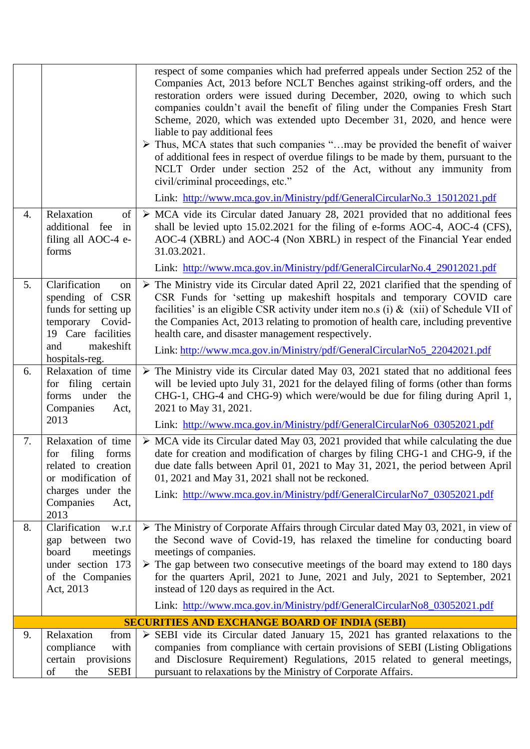| | | |
|---|---|---|
| | | respect of some companies which had preferred appeals under Section 252 of the Companies Act, 2013 before NCLT Benches against striking-off orders, and the restoration orders were issued during December, 2020, owing to which such companies couldn't avail the benefit of filing under the Companies Fresh Start Scheme, 2020, which was extended upto December 31, 2020, and hence were liable to pay additional fees<br>➢ Thus, MCA states that such companies "…may be provided the benefit of waiver of additional fees in respect of overdue filings to be made by them, pursuant to the NCLT Order under section 252 of the Act, without any immunity from civil/criminal proceedings, etc."<br>Link: [http://www.mca.gov.in/Ministry/pdf/GeneralCircularNo.3_15012021.pdf](http://www.mca.gov.in/Ministry/pdf/GeneralCircularNo.3_15012021.pdf) |
| 4. | Relaxation of additional fee in filing all AOC-4 e-forms | ➢ MCA vide its Circular dated January 28, 2021 provided that no additional fees shall be levied upto 15.02.2021 for the filing of e-forms AOC-4, AOC-4 (CFS), AOC-4 (XBRL) and AOC-4 (Non XBRL) in respect of the Financial Year ended 31.03.2021.<br>Link: [http://www.mca.gov.in/Ministry/pdf/GeneralCircularNo.4_29012021.pdf](http://www.mca.gov.in/Ministry/pdf/GeneralCircularNo.4_29012021.pdf) |
| 5. | Clarification on spending of CSR funds for setting up temporary Covid-19 Care facilities and makeshift hospitals-reg. | ➢ The Ministry vide its Circular dated April 22, 2021 clarified that the spending of CSR Funds for 'setting up makeshift hospitals and temporary COVID care facilities' is an eligible CSR activity under item no.s (i) & (xii) of Schedule VII of the Companies Act, 2013 relating to promotion of health care, including preventive health care, and disaster management respectively.<br>Link: [http://www.mca.gov.in/Ministry/pdf/GeneralCircularNo5_22042021.pdf](http://www.mca.gov.in/Ministry/pdf/GeneralCircularNo5_22042021.pdf) |
| 6. | Relaxation of time for filing certain forms under the Companies Act, 2013 | ➢ The Ministry vide its Circular dated May 03, 2021 stated that no additional fees will be levied upto July 31, 2021 for the delayed filing of forms (other than forms CHG-1, CHG-4 and CHG-9) which were/would be due for filing during April 1, 2021 to May 31, 2021.<br>Link: [http://www.mca.gov.in/Ministry/pdf/GeneralCircularNo6_03052021.pdf](http://www.mca.gov.in/Ministry/pdf/GeneralCircularNo6_03052021.pdf) |
| 7. | Relaxation of time for filing forms related to creation or modification of charges under the Companies Act, 2013 | ➢ MCA vide its Circular dated May 03, 2021 provided that while calculating the due date for creation and modification of charges by filing CHG-1 and CHG-9, if the due date falls between April 01, 2021 to May 31, 2021, the period between April 01, 2021 and May 31, 2021 shall not be reckoned.<br>Link: [http://www.mca.gov.in/Ministry/pdf/GeneralCircularNo7_03052021.pdf](http://www.mca.gov.in/Ministry/pdf/GeneralCircularNo7_03052021.pdf) |
| 8. | Clarification w.r.t gap between two board meetings under section 173 of the Companies Act, 2013 | ➢ The Ministry of Corporate Affairs through Circular dated May 03, 2021, in view of the Second wave of Covid-19, has relaxed the timeline for conducting board meetings of companies.<br>➢ The gap between two consecutive meetings of the board may extend to 180 days for the quarters April, 2021 to June, 2021 and July, 2021 to September, 2021 instead of 120 days as required in the Act.<br>Link: [http://www.mca.gov.in/Ministry/pdf/GeneralCircularNo8_03052021.pdf](http://www.mca.gov.in/Ministry/pdf/GeneralCircularNo8_03052021.pdf) |
| | **SECURITIES AND EXCHANGE BOARD OF INDIA (SEBI)** | |
| 9. | Relaxation from compliance with certain provisions of the SEBI | ➢ SEBI vide its Circular dated January 15, 2021 has granted relaxations to the companies from compliance with certain provisions of SEBI (Listing Obligations and Disclosure Requirement) Regulations, 2015 related to general meetings, pursuant to relaxations by the Ministry of Corporate Affairs. |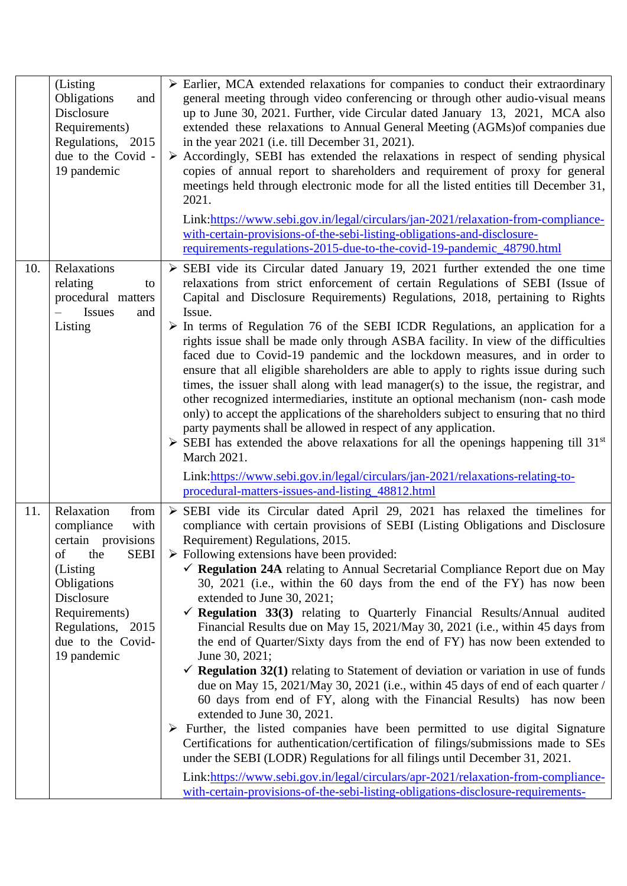| | | |
|---|---|---|
| | (Listing Obligations and Disclosure Requirements) Regulations, 2015 due to the Covid -19 pandemic | ➢ Earlier, MCA extended relaxations for companies to conduct their extraordinary general meeting through video conferencing or through other audio-visual means up to June 30, 2021. Further, vide Circular dated January 13, 2021, MCA also extended these relaxations to Annual General Meeting (AGMs)of companies due in the year 2021 (i.e. till December 31, 2021).<br>➢ Accordingly, SEBI has extended the relaxations in respect of sending physical copies of annual report to shareholders and requirement of proxy for general meetings held through electronic mode for all the listed entities till December 31, 2021.<br><br>Link:https://www.sebi.gov.in/legal/circulars/jan-2021/relaxation-from-compliance-with-certain-provisions-of-the-sebi-listing-obligations-and-disclosure-requirements-regulations-2015-due-to-the-covid-19-pandemic_48790.html |
| 10. | Relaxations relating to procedural matters – Issues and Listing | ➢ SEBI vide its Circular dated January 19, 2021 further extended the one time relaxations from strict enforcement of certain Regulations of SEBI (Issue of Capital and Disclosure Requirements) Regulations, 2018, pertaining to Rights Issue.<br>➢ In terms of Regulation 76 of the SEBI ICDR Regulations, an application for a rights issue shall be made only through ASBA facility. In view of the difficulties faced due to Covid-19 pandemic and the lockdown measures, and in order to ensure that all eligible shareholders are able to apply to rights issue during such times, the issuer shall along with lead manager(s) to the issue, the registrar, and other recognized intermediaries, institute an optional mechanism (non- cash mode only) to accept the applications of the shareholders subject to ensuring that no third party payments shall be allowed in respect of any application.<br>➢ SEBI has extended the above relaxations for all the openings happening till 31st March 2021.<br><br>Link:https://www.sebi.gov.in/legal/circulars/jan-2021/relaxations-relating-to-procedural-matters-issues-and-listing_48812.html |
| 11. | Relaxation from compliance with certain provisions of the SEBI (Listing Obligations Disclosure Requirements) Regulations, 2015 due to the Covid-19 pandemic | ➢ SEBI vide its Circular dated April 29, 2021 has relaxed the timelines for compliance with certain provisions of SEBI (Listing Obligations and Disclosure Requirement) Regulations, 2015.<br>➢ Following extensions have been provided:<br>✓ **Regulation 24A** relating to Annual Secretarial Compliance Report due on May 30, 2021 (i.e., within the 60 days from the end of the FY) has now been extended to June 30, 2021;<br>✓ **Regulation 33(3)** relating to Quarterly Financial Results/Annual audited Financial Results due on May 15, 2021/May 30, 2021 (i.e., within 45 days from the end of Quarter/Sixty days from the end of FY) has now been extended to June 30, 2021;<br>✓ **Regulation 32(1)** relating to Statement of deviation or variation in use of funds due on May 15, 2021/May 30, 2021 (i.e., within 45 days of end of each quarter / 60 days from end of FY, along with the Financial Results) has now been extended to June 30, 2021.<br>➢ Further, the listed companies have been permitted to use digital Signature Certifications for authentication/certification of filings/submissions made to SEs under the SEBI (LODR) Regulations for all filings until December 31, 2021.<br><br>Link:https://www.sebi.gov.in/legal/circulars/apr-2021/relaxation-from-compliance-with-certain-provisions-of-the-sebi-listing-obligations-disclosure-requirements- |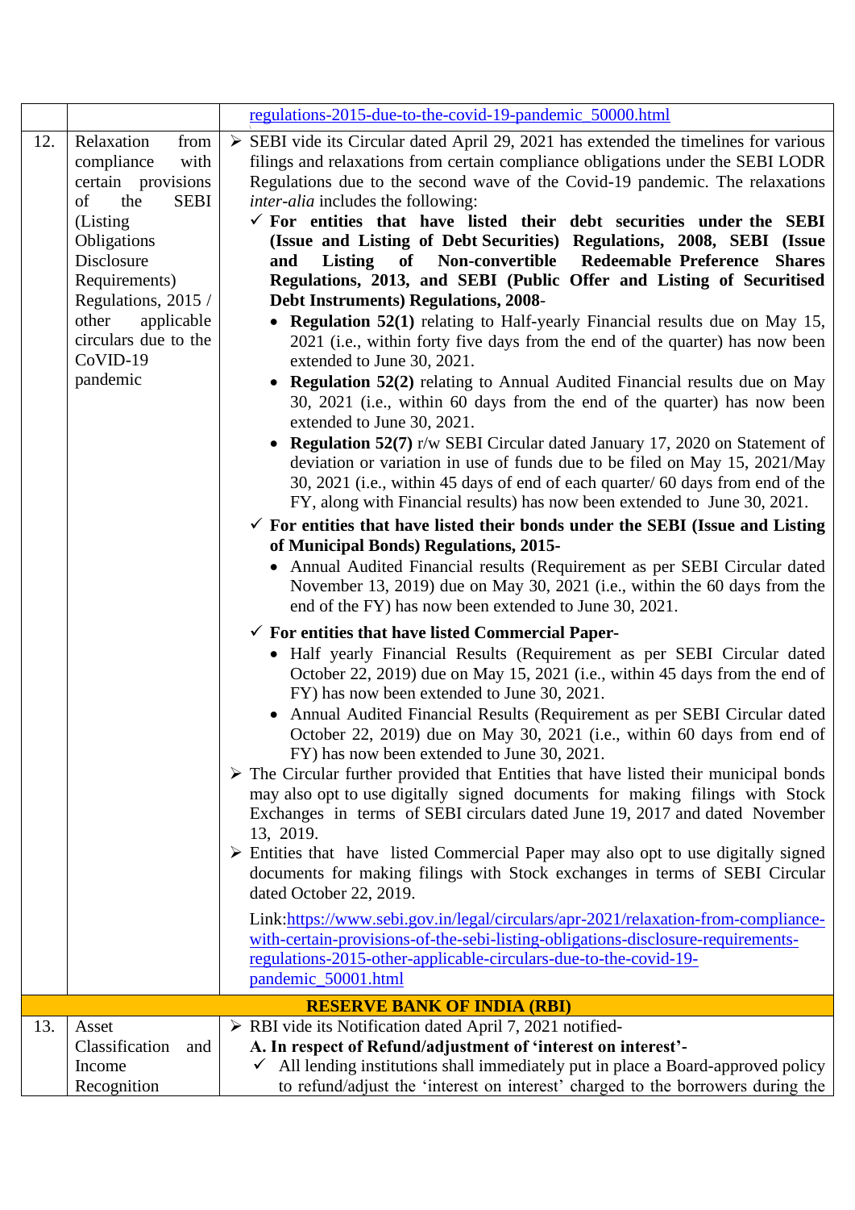| | | |
|---|---|---|
| | | [regulations-2015-due-to-the-covid-19-pandemic_50000.html](regulations-2015-due-to-the-covid-19-pandemic_50000.html) |
| 12. | Relaxation from compliance with certain provisions of the SEBI (Listing Obligations Disclosure Requirements) Regulations, 2015 / other applicable circulars due to the CoVID-19 pandemic | ➢ SEBI vide its Circular dated April 29, 2021 has extended the timelines for various filings and relaxations from certain compliance obligations under the SEBI LODR Regulations due to the second wave of the Covid-19 pandemic. The relaxations *inter-alia* includes the following:<br>✓ **For entities that have listed their debt securities under the SEBI (Issue and Listing of Debt Securities) Regulations, 2008, SEBI (Issue and Listing of Non-convertible Redeemable Preference Shares Regulations, 2013, and SEBI (Public Offer and Listing of Securitised Debt Instruments) Regulations, 2008-**<br>• **Regulation 52(1)** relating to Half-yearly Financial results due on May 15, 2021 (i.e., within forty five days from the end of the quarter) has now been extended to June 30, 2021.<br>• **Regulation 52(2)** relating to Annual Audited Financial results due on May 30, 2021 (i.e., within 60 days from the end of the quarter) has now been extended to June 30, 2021.<br>• **Regulation 52(7)** r/w SEBI Circular dated January 17, 2020 on Statement of deviation or variation in use of funds due to be filed on May 15, 2021/May 30, 2021 (i.e., within 45 days of end of each quarter/ 60 days from end of the FY, along with Financial results) has now been extended to June 30, 2021.<br>✓ **For entities that have listed their bonds under the SEBI (Issue and Listing of Municipal Bonds) Regulations, 2015-**<br>• Annual Audited Financial results (Requirement as per SEBI Circular dated November 13, 2019) due on May 30, 2021 (i.e., within the 60 days from the end of the FY) has now been extended to June 30, 2021.<br>✓ **For entities that have listed Commercial Paper-**<br>• Half yearly Financial Results (Requirement as per SEBI Circular dated October 22, 2019) due on May 15, 2021 (i.e., within 45 days from the end of FY) has now been extended to June 30, 2021.<br>• Annual Audited Financial Results (Requirement as per SEBI Circular dated October 22, 2019) due on May 30, 2021 (i.e., within 60 days from end of FY) has now been extended to June 30, 2021.<br>➢ The Circular further provided that Entities that have listed their municipal bonds may also opt to use digitally signed documents for making filings with Stock Exchanges in terms of SEBI circulars dated June 19, 2017 and dated November 13, 2019.<br>➢ Entities that have listed Commercial Paper may also opt to use digitally signed documents for making filings with Stock exchanges in terms of SEBI Circular dated October 22, 2019.<br><br>Link:[https://www.sebi.gov.in/legal/circulars/apr-2021/relaxation-from-compliance-with-certain-provisions-of-the-sebi-listing-obligations-disclosure-requirements-regulations-2015-other-applicable-circulars-due-to-the-covid-19-pandemic_50001.html](https://www.sebi.gov.in/legal/circulars/apr-2021/relaxation-from-compliance-with-certain-provisions-of-the-sebi-listing-obligations-disclosure-requirements-regulations-2015-other-applicable-circulars-due-to-the-covid-19-pandemic_50001.html) |
| | | **RESERVE BANK OF INDIA (RBI)** |
| 13. | Asset Classification and Income Recognition | ➢ RBI vide its Notification dated April 7, 2021 notified-<br>**A. In respect of Refund/adjustment of 'interest on interest'-**<br>✓ All lending institutions shall immediately put in place a Board-approved policy to refund/adjust the 'interest on interest' charged to the borrowers during the |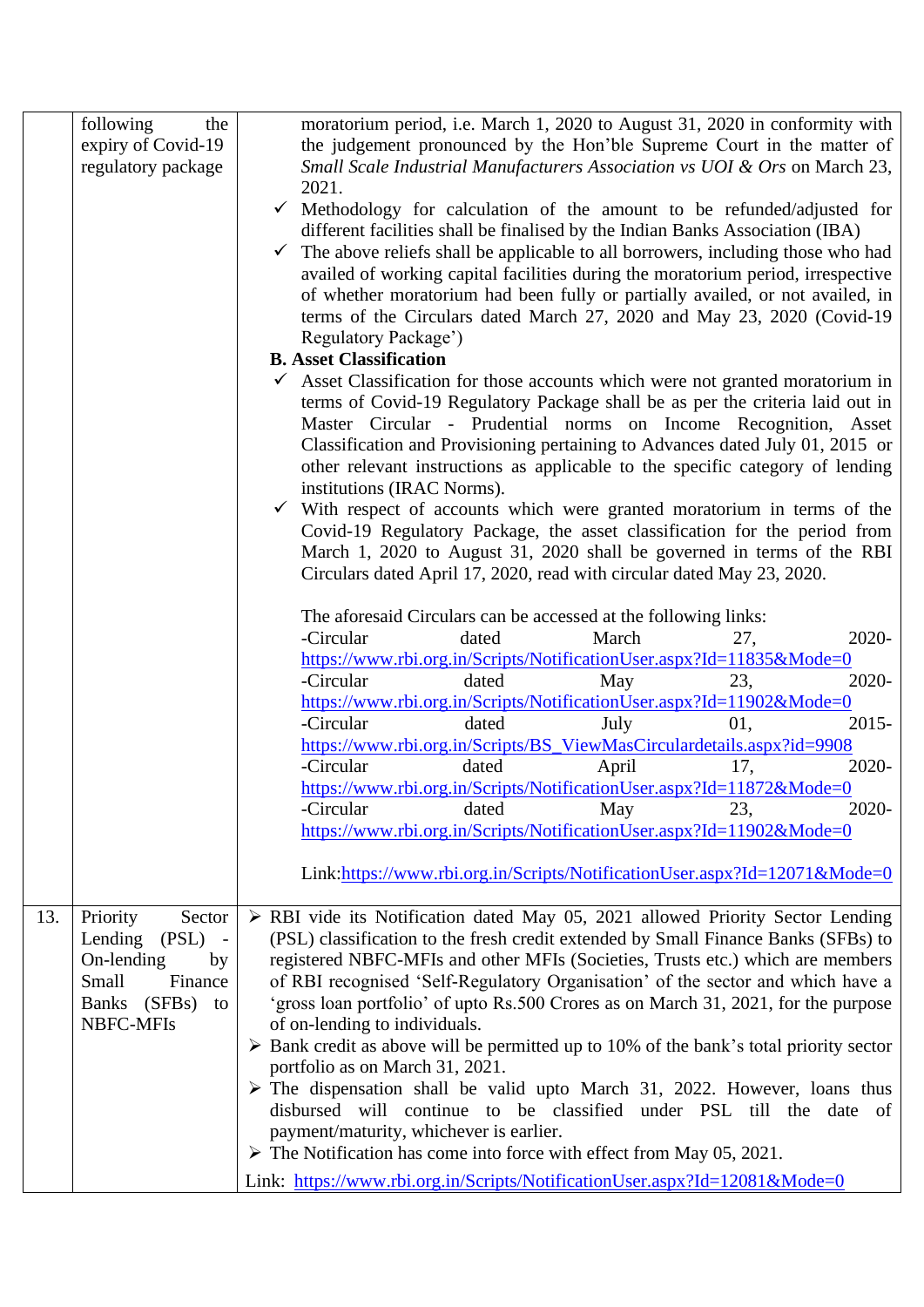| | | |
|---|---|---|
| | following the expiry of Covid-19 regulatory package | moratorium period, i.e. March 1, 2020 to August 31, 2020 in conformity with the judgement pronounced by the Hon'ble Supreme Court in the matter of *Small Scale Industrial Manufacturers Association vs UOI & Ors* on March 23, 2021.<br>✓ Methodology for calculation of the amount to be refunded/adjusted for different facilities shall be finalised by the Indian Banks Association (IBA)<br>✓ The above reliefs shall be applicable to all borrowers, including those who had availed of working capital facilities during the moratorium period, irrespective of whether moratorium had been fully or partially availed, or not availed, in terms of the Circulars dated March 27, 2020 and May 23, 2020 (Covid-19 Regulatory Package')<br>**B. Asset Classification**<br>✓ Asset Classification for those accounts which were not granted moratorium in terms of Covid-19 Regulatory Package shall be as per the criteria laid out in Master Circular - Prudential norms on Income Recognition, Asset Classification and Provisioning pertaining to Advances dated July 01, 2015 or other relevant instructions as applicable to the specific category of lending institutions (IRAC Norms).<br>✓ With respect of accounts which were granted moratorium in terms of the Covid-19 Regulatory Package, the asset classification for the period from March 1, 2020 to August 31, 2020 shall be governed in terms of the RBI Circulars dated April 17, 2020, read with circular dated May 23, 2020.<br><br>The aforesaid Circulars can be accessed at the following links:<br>-Circular dated March 27, 2020- https://www.rbi.org.in/Scripts/NotificationUser.aspx?Id=11835&Mode=0<br>-Circular dated May 23, 2020- https://www.rbi.org.in/Scripts/NotificationUser.aspx?Id=11902&Mode=0<br>-Circular dated July 01, 2015- https://www.rbi.org.in/Scripts/BS_ViewMasCirculardetails.aspx?id=9908<br>-Circular dated April 17, 2020- https://www.rbi.org.in/Scripts/NotificationUser.aspx?Id=11872&Mode=0<br>-Circular dated May 23, 2020- https://www.rbi.org.in/Scripts/NotificationUser.aspx?Id=11902&Mode=0<br><br>Link:https://www.rbi.org.in/Scripts/NotificationUser.aspx?Id=12071&Mode=0 |
| 13. | Priority Sector Lending (PSL) - On-lending by Small Finance Banks (SFBs) to NBFC-MFIs | ➢ RBI vide its Notification dated May 05, 2021 allowed Priority Sector Lending (PSL) classification to the fresh credit extended by Small Finance Banks (SFBs) to registered NBFC-MFIs and other MFIs (Societies, Trusts etc.) which are members of RBI recognised 'Self-Regulatory Organisation' of the sector and which have a 'gross loan portfolio' of upto Rs.500 Crores as on March 31, 2021, for the purpose of on-lending to individuals.<br>➢ Bank credit as above will be permitted up to 10% of the bank's total priority sector portfolio as on March 31, 2021.<br>➢ The dispensation shall be valid upto March 31, 2022. However, loans thus disbursed will continue to be classified under PSL till the date of payment/maturity, whichever is earlier.<br>➢ The Notification has come into force with effect from May 05, 2021.<br>Link: https://www.rbi.org.in/Scripts/NotificationUser.aspx?Id=12081&Mode=0 |